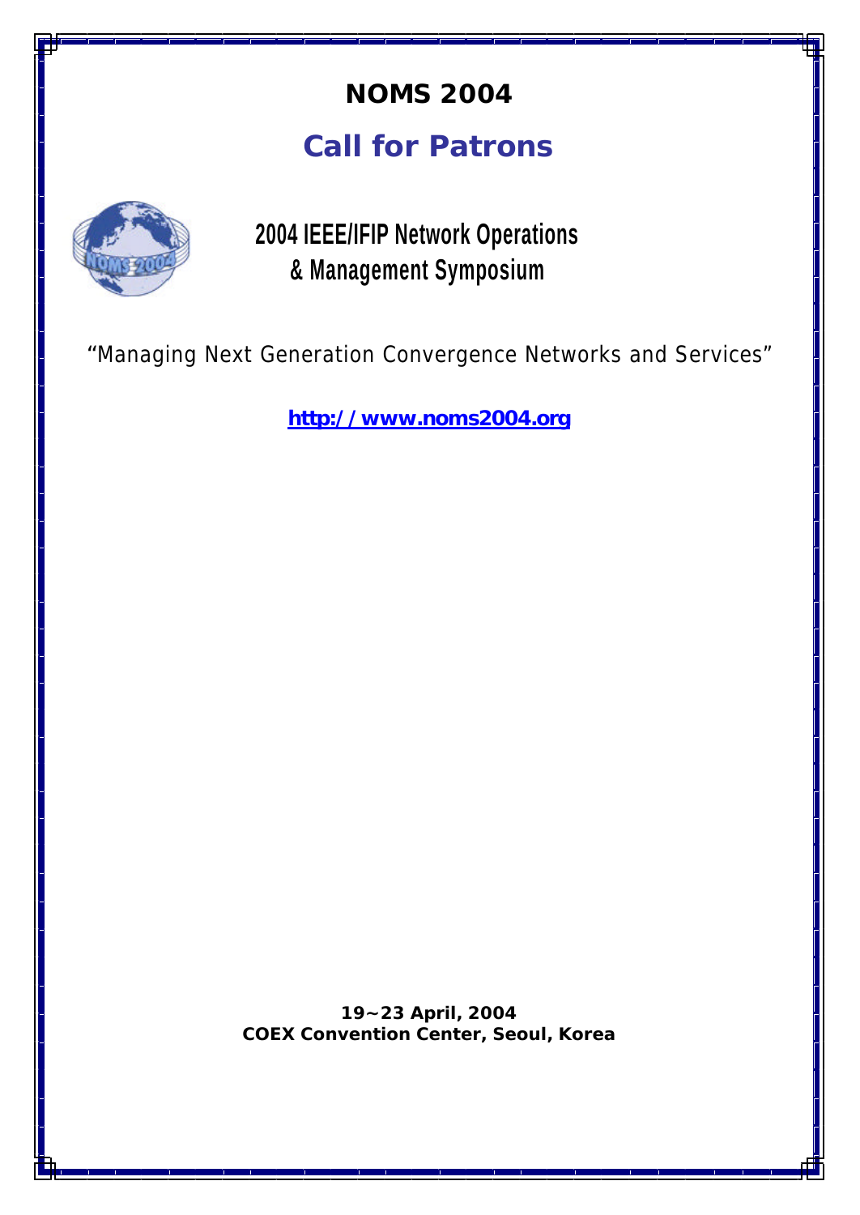# NOMS 2004

## Call for Patrons

**2004 IEEE/IFIP Network Operations & Management Symposium**

"Managing Next Generation Convergence Networks and Services"

**http://www.noms2004.org**

**19~23 April, 2004**
**COEX Convention Center, Seoul, Korea**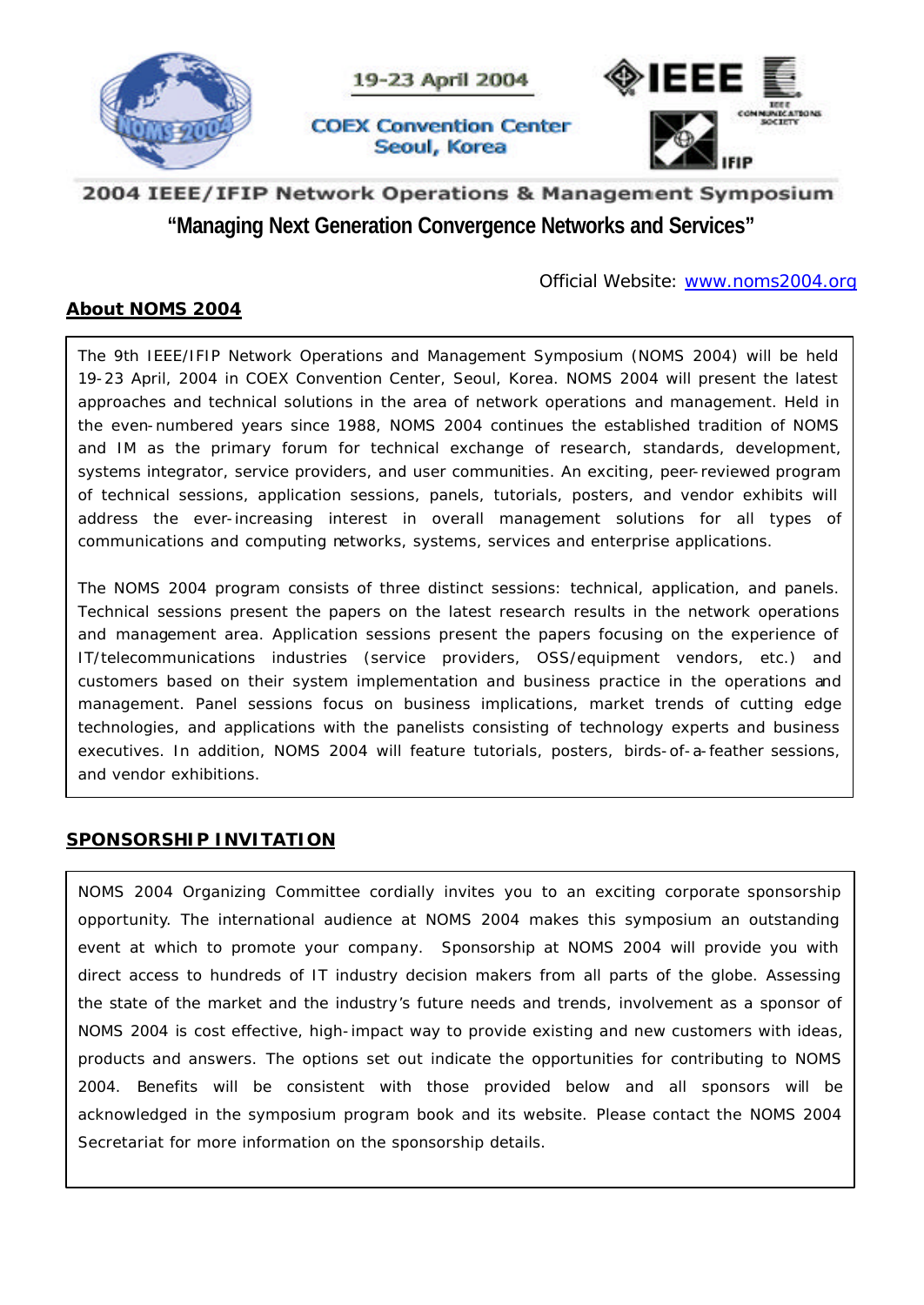19-23 April 2004

COEX Convention Center
Seoul, Korea

# 2004 IEEE/IFIP Network Operations & Management Symposium

## "Managing Next Generation Convergence Networks and Services"

Official Website: [www.noms2004.org](http://www.noms2004.org)

## About NOMS 2004

The 9th IEEE/IFIP Network Operations and Management Symposium (NOMS 2004) will be held 19-23 April, 2004 in COEX Convention Center, Seoul, Korea. NOMS 2004 will present the latest approaches and technical solutions in the area of network operations and management. Held in the even-numbered years since 1988, NOMS 2004 continues the established tradition of NOMS and IM as the primary forum for technical exchange of research, standards, development, systems integrator, service providers, and user communities. An exciting, peer-reviewed program of technical sessions, application sessions, panels, tutorials, posters, and vendor exhibits will address the ever-increasing interest in overall management solutions for all types of communications and computing networks, systems, services and enterprise applications.

The NOMS 2004 program consists of three distinct sessions: technical, application, and panels. Technical sessions present the papers on the latest research results in the network operations and management area. Application sessions present the papers focusing on the experience of IT/telecommunications industries (service providers, OSS/equipment vendors, etc.) and customers based on their system implementation and business practice in the operations and management. Panel sessions focus on business implications, market trends of cutting edge technologies, and applications with the panelists consisting of technology experts and business executives. In addition, NOMS 2004 will feature tutorials, posters, birds-of-a-feather sessions, and vendor exhibitions.

## SPONSORSHIP INVITATION

NOMS 2004 Organizing Committee cordially invites you to an exciting corporate sponsorship opportunity. The international audience at NOMS 2004 makes this symposium an outstanding event at which to promote your company. Sponsorship at NOMS 2004 will provide you with direct access to hundreds of IT industry decision makers from all parts of the globe. Assessing the state of the market and the industry's future needs and trends, involvement as a sponsor of NOMS 2004 is cost effective, high-impact way to provide existing and new customers with ideas, products and answers. The options set out indicate the opportunities for contributing to NOMS 2004. Benefits will be consistent with those provided below and all sponsors will be acknowledged in the symposium program book and its website. Please contact the NOMS 2004 Secretariat for more information on the sponsorship details.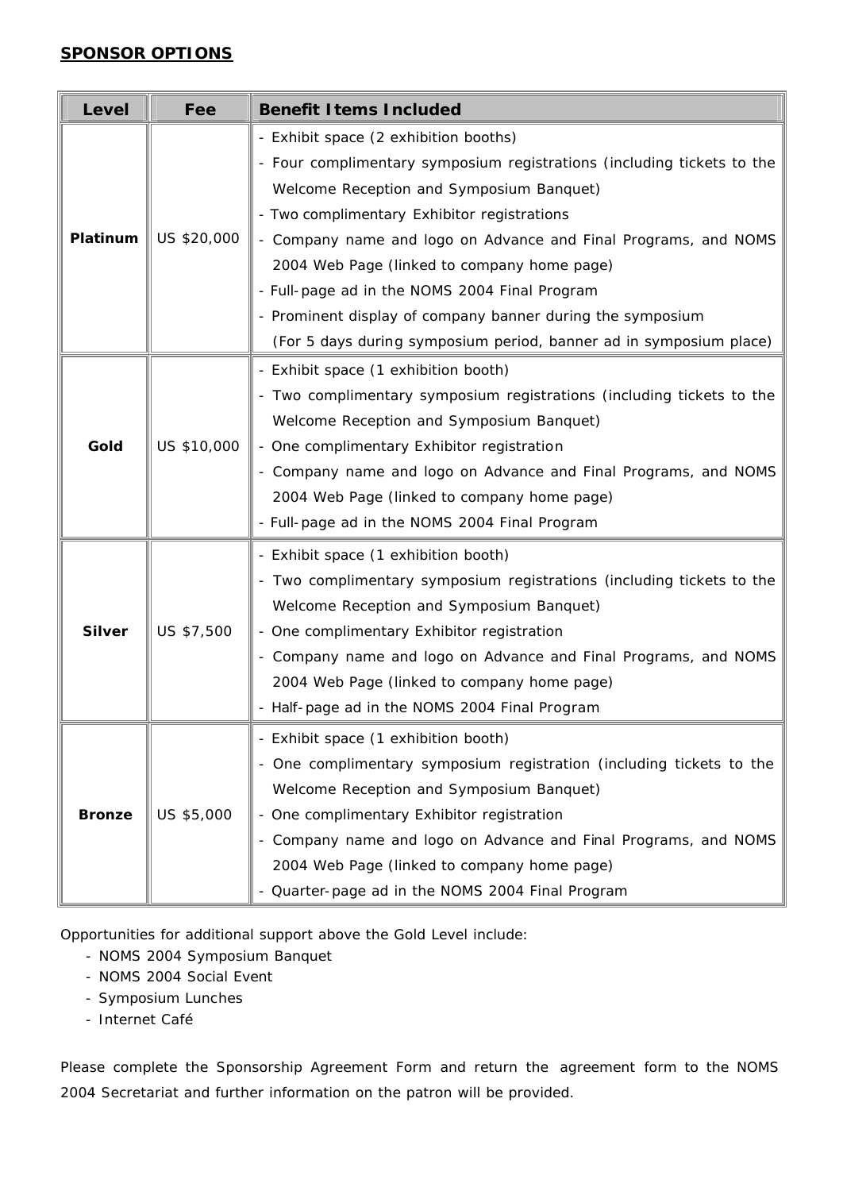**SPONSOR OPTIONS**

| Level | Fee | Benefit Items Included |
|---|---|---|
| **Platinum** | US $20,000 | - Exhibit space (2 exhibition booths)<br>- Four complimentary symposium registrations (including tickets to the Welcome Reception and Symposium Banquet)<br>- Two complimentary Exhibitor registrations<br>- Company name and logo on Advance and Final Programs, and NOMS 2004 Web Page (linked to company home page)<br>- Full-page ad in the NOMS 2004 Final Program<br>- Prominent display of company banner during the symposium (For 5 days during symposium period, banner ad in symposium place) |
| **Gold** | US $10,000 | - Exhibit space (1 exhibition booth)<br>- Two complimentary symposium registrations (including tickets to the Welcome Reception and Symposium Banquet)<br>- One complimentary Exhibitor registration<br>- Company name and logo on Advance and Final Programs, and NOMS 2004 Web Page (linked to company home page)<br>- Full-page ad in the NOMS 2004 Final Program |
| **Silver** | US $7,500 | - Exhibit space (1 exhibition booth)<br>- Two complimentary symposium registrations (including tickets to the Welcome Reception and Symposium Banquet)<br>- One complimentary Exhibitor registration<br>- Company name and logo on Advance and Final Programs, and NOMS 2004 Web Page (linked to company home page)<br>- Half-page ad in the NOMS 2004 Final Program |
| **Bronze** | US $5,000 | - Exhibit space (1 exhibition booth)<br>- One complimentary symposium registration (including tickets to the Welcome Reception and Symposium Banquet)<br>- One complimentary Exhibitor registration<br>- Company name and logo on Advance and Final Programs, and NOMS 2004 Web Page (linked to company home page)<br>- Quarter-page ad in the NOMS 2004 Final Program |

Opportunities for additional support above the Gold Level include:

- NOMS 2004 Symposium Banquet
- NOMS 2004 Social Event
- Symposium Lunches
- Internet Café

Please complete the Sponsorship Agreement Form and return the agreement form to the NOMS 2004 Secretariat and further information on the patron will be provided.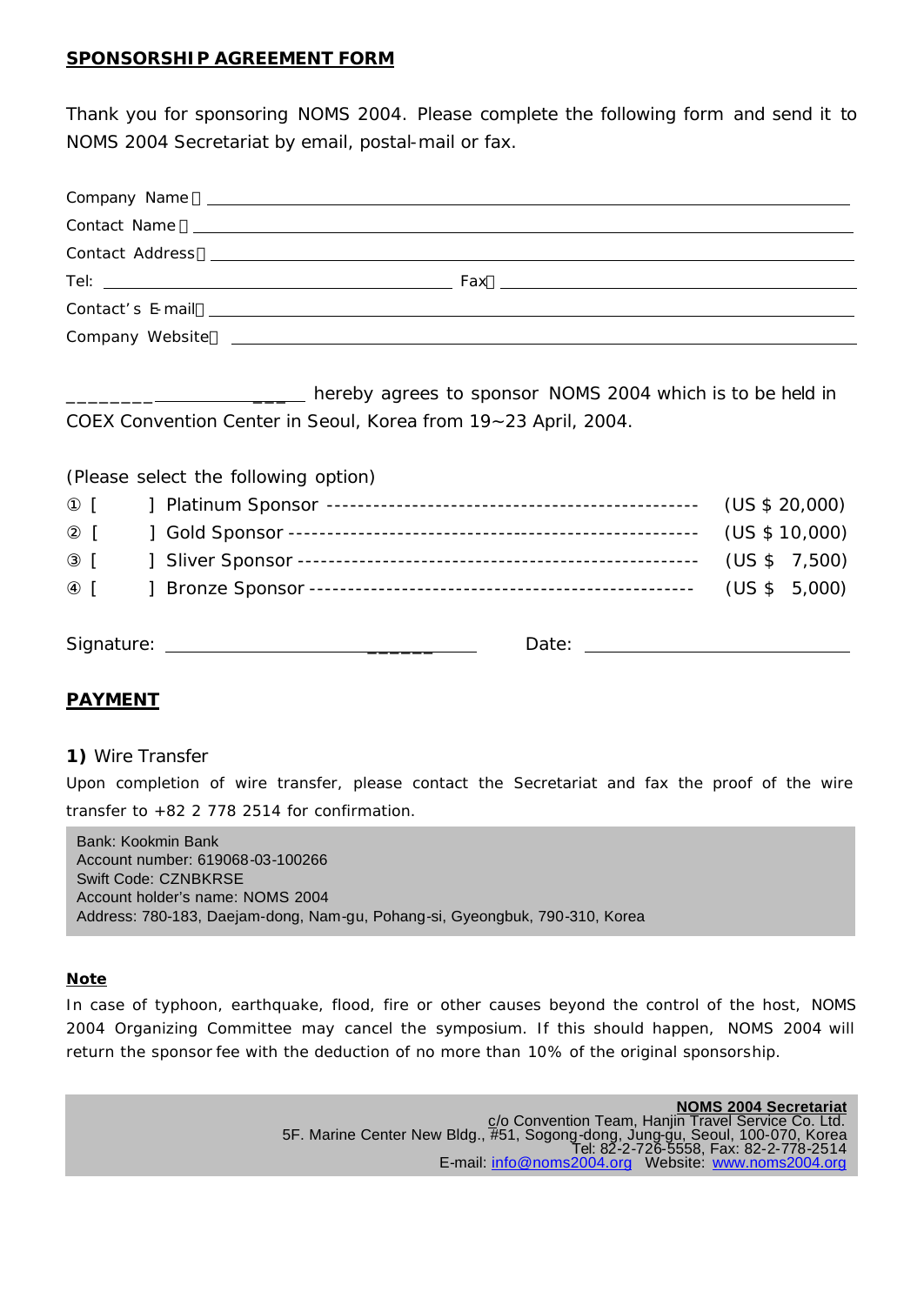## SPONSORSHIP AGREEMENT FORM

Thank you for sponsoring NOMS 2004. Please complete the following form and send it to NOMS 2004 Secretariat by email, postal-mail or fax.

Company Name: ______________________________________________

Contact Name: ______________________________________________

Contact Address: ______________________________________________

Tel: ______________________ Fax: ______________________

Contact's E-mail: ______________________________________________

Company Website: ______________________________________________

________________________ hereby agrees to sponsor NOMS 2004 which is to be held in COEX Convention Center in Seoul, Korea from 19~23 April, 2004.

(Please select the following option)

① [ ] Platinum Sponsor ---------------------------------------------- (US $ 20,000)

② [ ] Gold Sponsor ---------------------------------------------------- (US $ 10,000)

③ [ ] Sliver Sponsor -------------------------------------------------- (US $ 7,500)

④ [ ] Bronze Sponsor ------------------------------------------------ (US $ 5,000)

Signature: ______________________ Date: ______________________

## PAYMENT

**1)** Wire Transfer

Upon completion of wire transfer, please contact the Secretariat and fax the proof of the wire transfer to +82 2 778 2514 for confirmation.

Bank: Kookmin Bank
Account number: 619068-03-100266
Swift Code: CZNBKRSE
Account holder's name: NOMS 2004
Address: 780-183, Daejam-dong, Nam-gu, Pohang-si, Gyeongbuk, 790-310, Korea

**Note**

In case of typhoon, earthquake, flood, fire or other causes beyond the control of the host, NOMS 2004 Organizing Committee may cancel the symposium. If this should happen, NOMS 2004 will return the sponsor fee with the deduction of no more than 10% of the original sponsorship.

**NOMS 2004 Secretariat**
c/o Convention Team, Hanjin Travel Service Co. Ltd.
5F. Marine Center New Bldg., #51, Sogong-dong, Jung-gu, Seoul, 100-070, Korea
Tel: 82-2-726-5558, Fax: 82-2-778-2514
E-mail: info@noms2004.org Website: www.noms2004.org